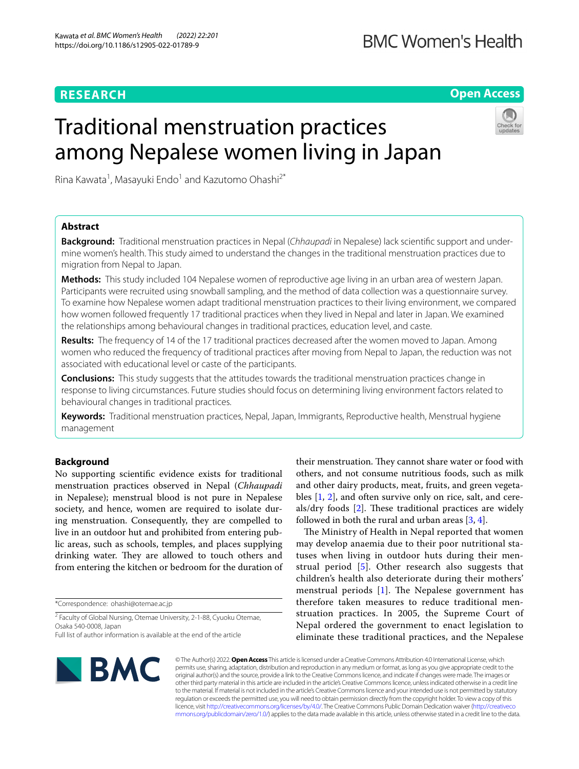**RESEARCH** **Open Access**

# Traditional menstruation practices among Nepalese women living in Japan

Rina Kawata[1], Masayuki Endo[1] and Kazutomo Ohashi[2*]

## Abstract

**Background:** Traditional menstruation practices in Nepal (*Chhaupadi* in Nepalese) lack scientific support and undermine women's health. This study aimed to understand the changes in the traditional menstruation practices due to migration from Nepal to Japan.

**Methods:** This study included 104 Nepalese women of reproductive age living in an urban area of western Japan. Participants were recruited using snowball sampling, and the method of data collection was a questionnaire survey. To examine how Nepalese women adapt traditional menstruation practices to their living environment, we compared how women followed frequently 17 traditional practices when they lived in Nepal and later in Japan. We examined the relationships among behavioural changes in traditional practices, education level, and caste.

**Results:** The frequency of 14 of the 17 traditional practices decreased after the women moved to Japan. Among women who reduced the frequency of traditional practices after moving from Nepal to Japan, the reduction was not associated with educational level or caste of the participants.

**Conclusions:** This study suggests that the attitudes towards the traditional menstruation practices change in response to living circumstances. Future studies should focus on determining living environment factors related to behavioural changes in traditional practices.

**Keywords:** Traditional menstruation practices, Nepal, Japan, Immigrants, Reproductive health, Menstrual hygiene management

## Background

No supporting scientific evidence exists for traditional menstruation practices observed in Nepal (*Chhaupadi* in Nepalese); menstrual blood is not pure in Nepalese society, and hence, women are required to isolate during menstruation. Consequently, they are compelled to live in an outdoor hut and prohibited from entering public areas, such as schools, temples, and places supplying drinking water. They are allowed to touch others and from entering the kitchen or bedroom for the duration of their menstruation. They cannot share water or food with others, and not consume nutritious foods, such as milk and other dairy products, meat, fruits, and green vegetables [1, 2], and often survive only on rice, salt, and cereals/dry foods [2]. These traditional practices are widely followed in both the rural and urban areas [3, 4].

The Ministry of Health in Nepal reported that women may develop anaemia due to their poor nutritional statuses when living in outdoor huts during their menstrual period [5]. Other research also suggests that children's health also deteriorate during their mothers' menstrual periods [1]. The Nepalese government has therefore taken measures to reduce traditional menstruation practices. In 2005, the Supreme Court of Nepal ordered the government to enact legislation to eliminate these traditional practices, and the Nepalese

*Correspondence: ohashi@otemae.ac.jp

[2] Faculty of Global Nursing, Otemae University, 2-1-88, Cyuoku Otemae, Osaka 540-0008, Japan

Full list of author information is available at the end of the article

© The Author(s) 2022. **Open Access** This article is licensed under a Creative Commons Attribution 4.0 International License, which permits use, sharing, adaptation, distribution and reproduction in any medium or format, as long as you give appropriate credit to the original author(s) and the source, provide a link to the Creative Commons licence, and indicate if changes were made. The images or other third party material in this article are included in the article's Creative Commons licence, unless indicated otherwise in a credit line to the material. If material is not included in the article's Creative Commons licence and your intended use is not permitted by statutory regulation or exceeds the permitted use, you will need to obtain permission directly from the copyright holder. To view a copy of this licence, visit http://creativecommons.org/licenses/by/4.0/. The Creative Commons Public Domain Dedication waiver (http://creativecommons.org/publicdomain/zero/1.0/) applies to the data made available in this article, unless otherwise stated in a credit line to the data.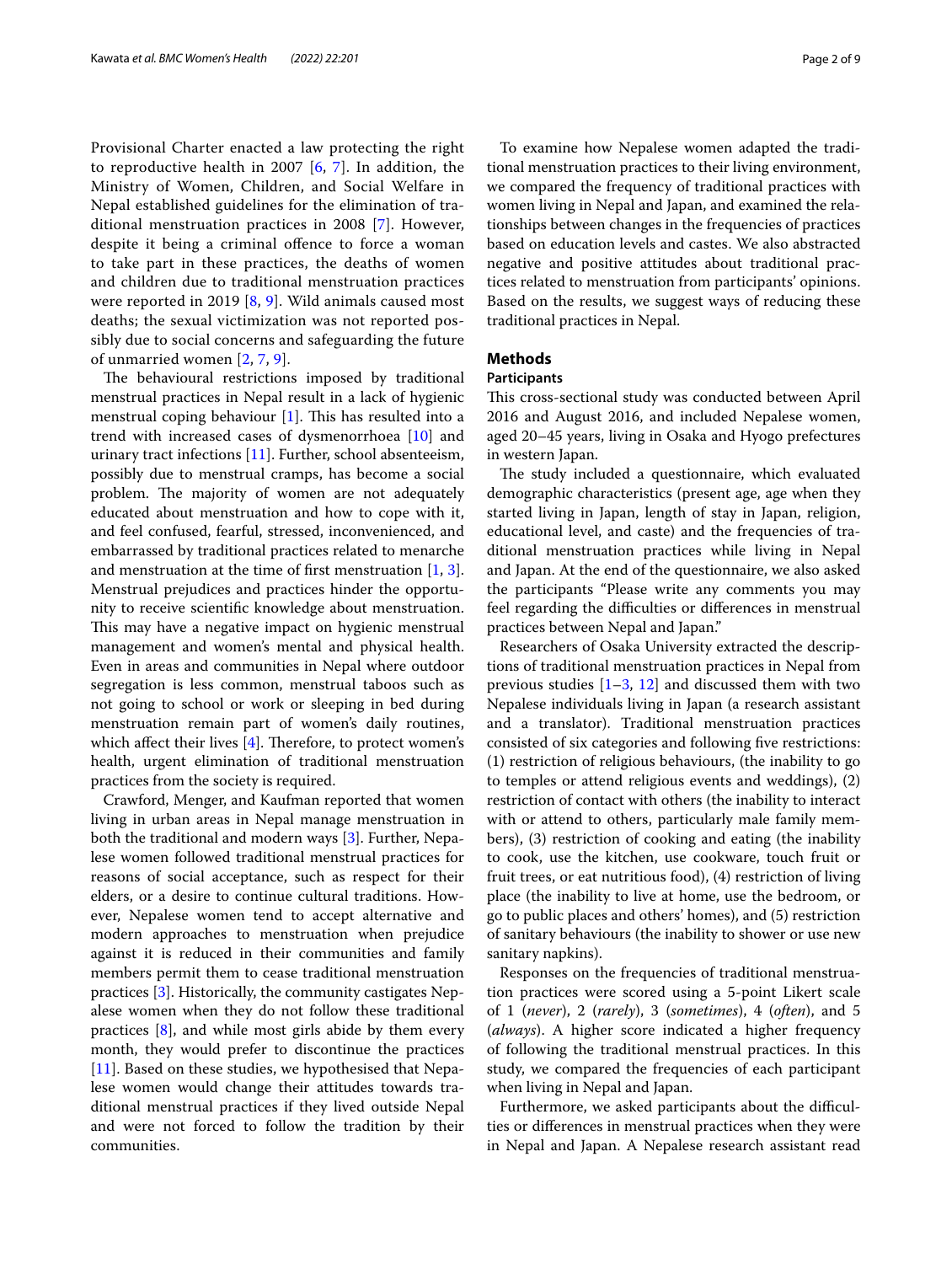Provisional Charter enacted a law protecting the right to reproductive health in 2007 [6, 7]. In addition, the Ministry of Women, Children, and Social Welfare in Nepal established guidelines for the elimination of traditional menstruation practices in 2008 [7]. However, despite it being a criminal offence to force a woman to take part in these practices, the deaths of women and children due to traditional menstruation practices were reported in 2019 [8, 9]. Wild animals caused most deaths; the sexual victimization was not reported possibly due to social concerns and safeguarding the future of unmarried women [2, 7, 9].

The behavioural restrictions imposed by traditional menstrual practices in Nepal result in a lack of hygienic menstrual coping behaviour [1]. This has resulted into a trend with increased cases of dysmenorrhoea [10] and urinary tract infections [11]. Further, school absenteeism, possibly due to menstrual cramps, has become a social problem. The majority of women are not adequately educated about menstruation and how to cope with it, and feel confused, fearful, stressed, inconvenienced, and embarrassed by traditional practices related to menarche and menstruation at the time of first menstruation [1, 3]. Menstrual prejudices and practices hinder the opportunity to receive scientific knowledge about menstruation. This may have a negative impact on hygienic menstrual management and women's mental and physical health. Even in areas and communities in Nepal where outdoor segregation is less common, menstrual taboos such as not going to school or work or sleeping in bed during menstruation remain part of women's daily routines, which affect their lives [4]. Therefore, to protect women's health, urgent elimination of traditional menstruation practices from the society is required.

Crawford, Menger, and Kaufman reported that women living in urban areas in Nepal manage menstruation in both the traditional and modern ways [3]. Further, Nepalese women followed traditional menstrual practices for reasons of social acceptance, such as respect for their elders, or a desire to continue cultural traditions. However, Nepalese women tend to accept alternative and modern approaches to menstruation when prejudice against it is reduced in their communities and family members permit them to cease traditional menstruation practices [3]. Historically, the community castigates Nepalese women when they do not follow these traditional practices [8], and while most girls abide by them every month, they would prefer to discontinue the practices [11]. Based on these studies, we hypothesised that Nepalese women would change their attitudes towards traditional menstrual practices if they lived outside Nepal and were not forced to follow the tradition by their communities.

To examine how Nepalese women adapted the traditional menstruation practices to their living environment, we compared the frequency of traditional practices with women living in Nepal and Japan, and examined the relationships between changes in the frequencies of practices based on education levels and castes. We also abstracted negative and positive attitudes about traditional practices related to menstruation from participants' opinions. Based on the results, we suggest ways of reducing these traditional practices in Nepal.

## Methods

### Participants

This cross-sectional study was conducted between April 2016 and August 2016, and included Nepalese women, aged 20–45 years, living in Osaka and Hyogo prefectures in western Japan.

The study included a questionnaire, which evaluated demographic characteristics (present age, age when they started living in Japan, length of stay in Japan, religion, educational level, and caste) and the frequencies of traditional menstruation practices while living in Nepal and Japan. At the end of the questionnaire, we also asked the participants "Please write any comments you may feel regarding the difficulties or differences in menstrual practices between Nepal and Japan."

Researchers of Osaka University extracted the descriptions of traditional menstruation practices in Nepal from previous studies [1–3, 12] and discussed them with two Nepalese individuals living in Japan (a research assistant and a translator). Traditional menstruation practices consisted of six categories and following five restrictions: (1) restriction of religious behaviours, (the inability to go to temples or attend religious events and weddings), (2) restriction of contact with others (the inability to interact with or attend to others, particularly male family members), (3) restriction of cooking and eating (the inability to cook, use the kitchen, use cookware, touch fruit or fruit trees, or eat nutritious food), (4) restriction of living place (the inability to live at home, use the bedroom, or go to public places and others' homes), and (5) restriction of sanitary behaviours (the inability to shower or use new sanitary napkins).

Responses on the frequencies of traditional menstruation practices were scored using a 5-point Likert scale of 1 (*never*), 2 (*rarely*), 3 (*sometimes*), 4 (*often*), and 5 (*always*). A higher score indicated a higher frequency of following the traditional menstrual practices. In this study, we compared the frequencies of each participant when living in Nepal and Japan.

Furthermore, we asked participants about the difficulties or differences in menstrual practices when they were in Nepal and Japan. A Nepalese research assistant read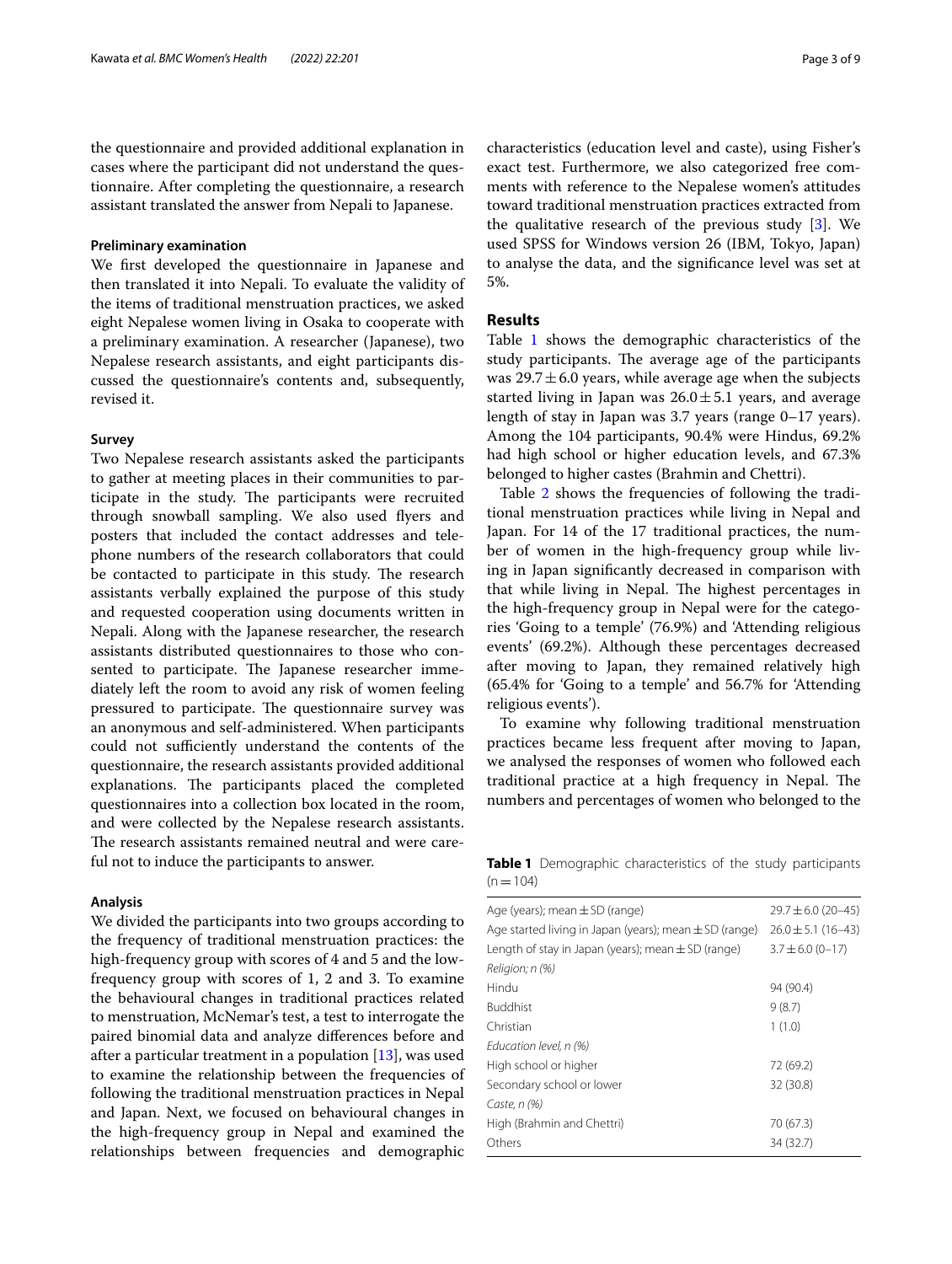the questionnaire and provided additional explanation in cases where the participant did not understand the questionnaire. After completing the questionnaire, a research assistant translated the answer from Nepali to Japanese.

#### Preliminary examination

We first developed the questionnaire in Japanese and then translated it into Nepali. To evaluate the validity of the items of traditional menstruation practices, we asked eight Nepalese women living in Osaka to cooperate with a preliminary examination. A researcher (Japanese), two Nepalese research assistants, and eight participants discussed the questionnaire's contents and, subsequently, revised it.

#### Survey

Two Nepalese research assistants asked the participants to gather at meeting places in their communities to participate in the study. The participants were recruited through snowball sampling. We also used flyers and posters that included the contact addresses and telephone numbers of the research collaborators that could be contacted to participate in this study. The research assistants verbally explained the purpose of this study and requested cooperation using documents written in Nepali. Along with the Japanese researcher, the research assistants distributed questionnaires to those who consented to participate. The Japanese researcher immediately left the room to avoid any risk of women feeling pressured to participate. The questionnaire survey was an anonymous and self-administered. When participants could not sufficiently understand the contents of the questionnaire, the research assistants provided additional explanations. The participants placed the completed questionnaires into a collection box located in the room, and were collected by the Nepalese research assistants. The research assistants remained neutral and were careful not to induce the participants to answer.

#### Analysis

We divided the participants into two groups according to the frequency of traditional menstruation practices: the high-frequency group with scores of 4 and 5 and the low-frequency group with scores of 1, 2 and 3. To examine the behavioural changes in traditional practices related to menstruation, McNemar's test, a test to interrogate the paired binomial data and analyze differences before and after a particular treatment in a population [13], was used to examine the relationship between the frequencies of following the traditional menstruation practices in Nepal and Japan. Next, we focused on behavioural changes in the high-frequency group in Nepal and examined the relationships between frequencies and demographic characteristics (education level and caste), using Fisher's exact test. Furthermore, we also categorized free comments with reference to the Nepalese women's attitudes toward traditional menstruation practices extracted from the qualitative research of the previous study [3]. We used SPSS for Windows version 26 (IBM, Tokyo, Japan) to analyse the data, and the significance level was set at 5%.

## Results

Table 1 shows the demographic characteristics of the study participants. The average age of the participants was $29.7 \pm 6.0$ years, while average age when the subjects started living in Japan was $26.0 \pm 5.1$ years, and average length of stay in Japan was 3.7 years (range 0–17 years). Among the 104 participants, 90.4% were Hindus, 69.2% had high school or higher education levels, and 67.3% belonged to higher castes (Brahmin and Chettri).

Table 2 shows the frequencies of following the traditional menstruation practices while living in Nepal and Japan. For 14 of the 17 traditional practices, the number of women in the high-frequency group while living in Japan significantly decreased in comparison with that while living in Nepal. The highest percentages in the high-frequency group in Nepal were for the categories 'Going to a temple' (76.9%) and 'Attending religious events' (69.2%). Although these percentages decreased after moving to Japan, they remained relatively high (65.4% for 'Going to a temple' and 56.7% for 'Attending religious events').

To examine why following traditional menstruation practices became less frequent after moving to Japan, we analysed the responses of women who followed each traditional practice at a high frequency in Nepal. The numbers and percentages of women who belonged to the

**Table 1** Demographic characteristics of the study participants (n = 104)

| | |
|---|---|
| Age (years); mean ± SD (range) | 29.7 ± 6.0 (20–45) |
| Age started living in Japan (years); mean ± SD (range) | 26.0 ± 5.1 (16–43) |
| Length of stay in Japan (years); mean ± SD (range) | 3.7 ± 6.0 (0–17) |
| *Religion; n (%)* | |
| Hindu | 94 (90.4) |
| Buddhist | 9 (8.7) |
| Christian | 1 (1.0) |
| *Education level, n (%)* | |
| High school or higher | 72 (69.2) |
| Secondary school or lower | 32 (30.8) |
| *Caste, n (%)* | |
| High (Brahmin and Chettri) | 70 (67.3) |
| Others | 34 (32.7) |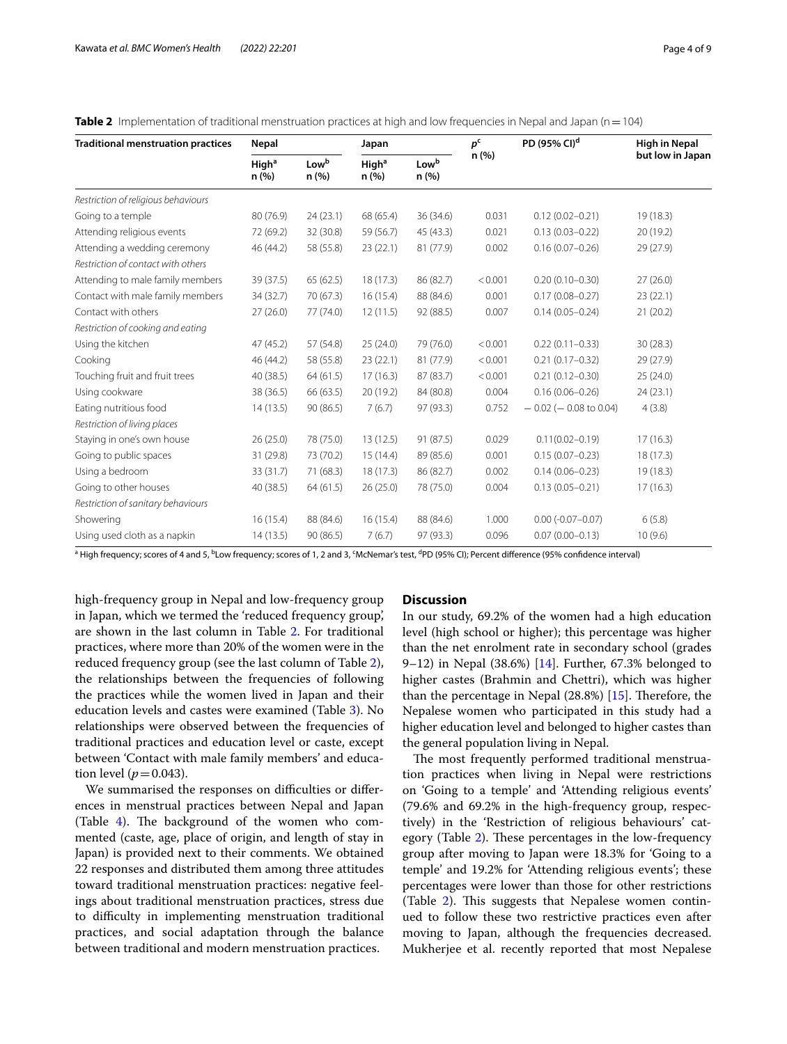**Table 2** Implementation of traditional menstruation practices at high and low frequencies in Nepal and Japan (n = 104)

| Traditional menstruation practices | Nepal | | Japan | | $p$[c] n (%) | PD (95% CI)[d] | High in Nepal but low in Japan |
|---|---|---|---|---|---|---|---|
| | High[a] n (%) | Low[b] n (%) | High[a] n (%) | Low[b] n (%) | | | |
| *Restriction of religious behaviours* | | | | | | | |
| Going to a temple | 80 (76.9) | 24 (23.1) | 68 (65.4) | 36 (34.6) | 0.031 | 0.12 (0.02–0.21) | 19 (18.3) |
| Attending religious events | 72 (69.2) | 32 (30.8) | 59 (56.7) | 45 (43.3) | 0.021 | 0.13 (0.03–0.22) | 20 (19.2) |
| Attending a wedding ceremony | 46 (44.2) | 58 (55.8) | 23 (22.1) | 81 (77.9) | 0.002 | 0.16 (0.07–0.26) | 29 (27.9) |
| *Restriction of contact with others* | | | | | | | |
| Attending to male family members | 39 (37.5) | 65 (62.5) | 18 (17.3) | 86 (82.7) | < 0.001 | 0.20 (0.10–0.30) | 27 (26.0) |
| Contact with male family members | 34 (32.7) | 70 (67.3) | 16 (15.4) | 88 (84.6) | 0.001 | 0.17 (0.08–0.27) | 23 (22.1) |
| Contact with others | 27 (26.0) | 77 (74.0) | 12 (11.5) | 92 (88.5) | 0.007 | 0.14 (0.05–0.24) | 21 (20.2) |
| *Restriction of cooking and eating* | | | | | | | |
| Using the kitchen | 47 (45.2) | 57 (54.8) | 25 (24.0) | 79 (76.0) | < 0.001 | 0.22 (0.11–0.33) | 30 (28.3) |
| Cooking | 46 (44.2) | 58 (55.8) | 23 (22.1) | 81 (77.9) | < 0.001 | 0.21 (0.17–0.32) | 29 (27.9) |
| Touching fruit and fruit trees | 40 (38.5) | 64 (61.5) | 17 (16.3) | 87 (83.7) | < 0.001 | 0.21 (0.12–0.30) | 25 (24.0) |
| Using cookware | 38 (36.5) | 66 (63.5) | 20 (19.2) | 84 (80.8) | 0.004 | 0.16 (0.06–0.26) | 24 (23.1) |
| Eating nutritious food | 14 (13.5) | 90 (86.5) | 7 (6.7) | 97 (93.3) | 0.752 | − 0.02 (− 0.08 to 0.04) | 4 (3.8) |
| *Restriction of living places* | | | | | | | |
| Staying in one's own house | 26 (25.0) | 78 (75.0) | 13 (12.5) | 91 (87.5) | 0.029 | 0.11(0.02–0.19) | 17 (16.3) |
| Going to public spaces | 31 (29.8) | 73 (70.2) | 15 (14.4) | 89 (85.6) | 0.001 | 0.15 (0.07–0.23) | 18 (17.3) |
| Using a bedroom | 33 (31.7) | 71 (68.3) | 18 (17.3) | 86 (82.7) | 0.002 | 0.14 (0.06–0.23) | 19 (18.3) |
| Going to other houses | 40 (38.5) | 64 (61.5) | 26 (25.0) | 78 (75.0) | 0.004 | 0.13 (0.05–0.21) | 17 (16.3) |
| *Restriction of sanitary behaviours* | | | | | | | |
| Showering | 16 (15.4) | 88 (84.6) | 16 (15.4) | 88 (84.6) | 1.000 | 0.00 (-0.07–0.07) | 6 (5.8) |
| Using used cloth as a napkin | 14 (13.5) | 90 (86.5) | 7 (6.7) | 97 (93.3) | 0.096 | 0.07 (0.00–0.13) | 10 (9.6) |

[a] High frequency; scores of 4 and 5, [b]Low frequency; scores of 1, 2 and 3, [c]McNemar's test, [d]PD (95% CI); Percent difference (95% confidence interval)

high-frequency group in Nepal and low-frequency group in Japan, which we termed the 'reduced frequency group', are shown in the last column in Table 2. For traditional practices, where more than 20% of the women were in the reduced frequency group (see the last column of Table 2), the relationships between the frequencies of following the practices while the women lived in Japan and their education levels and castes were examined (Table 3). No relationships were observed between the frequencies of traditional practices and education level or caste, except between 'Contact with male family members' and education level ($p = 0.043$).

We summarised the responses on difficulties or differences in menstrual practices between Nepal and Japan (Table 4). The background of the women who commented (caste, age, place of origin, and length of stay in Japan) is provided next to their comments. We obtained 22 responses and distributed them among three attitudes toward traditional menstruation practices: negative feelings about traditional menstruation practices, stress due to difficulty in implementing menstruation traditional practices, and social adaptation through the balance between traditional and modern menstruation practices.

## Discussion

In our study, 69.2% of the women had a high education level (high school or higher); this percentage was higher than the net enrolment rate in secondary school (grades 9–12) in Nepal (38.6%) [14]. Further, 67.3% belonged to higher castes (Brahmin and Chettri), which was higher than the percentage in Nepal (28.8%) [15]. Therefore, the Nepalese women who participated in this study had a higher education level and belonged to higher castes than the general population living in Nepal.

The most frequently performed traditional menstruation practices when living in Nepal were restrictions on 'Going to a temple' and 'Attending religious events' (79.6% and 69.2% in the high-frequency group, respectively) in the 'Restriction of religious behaviours' category (Table 2). These percentages in the low-frequency group after moving to Japan were 18.3% for 'Going to a temple' and 19.2% for 'Attending religious events'; these percentages were lower than those for other restrictions (Table 2). This suggests that Nepalese women continued to follow these two restrictive practices even after moving to Japan, although the frequencies decreased. Mukherjee et al. recently reported that most Nepalese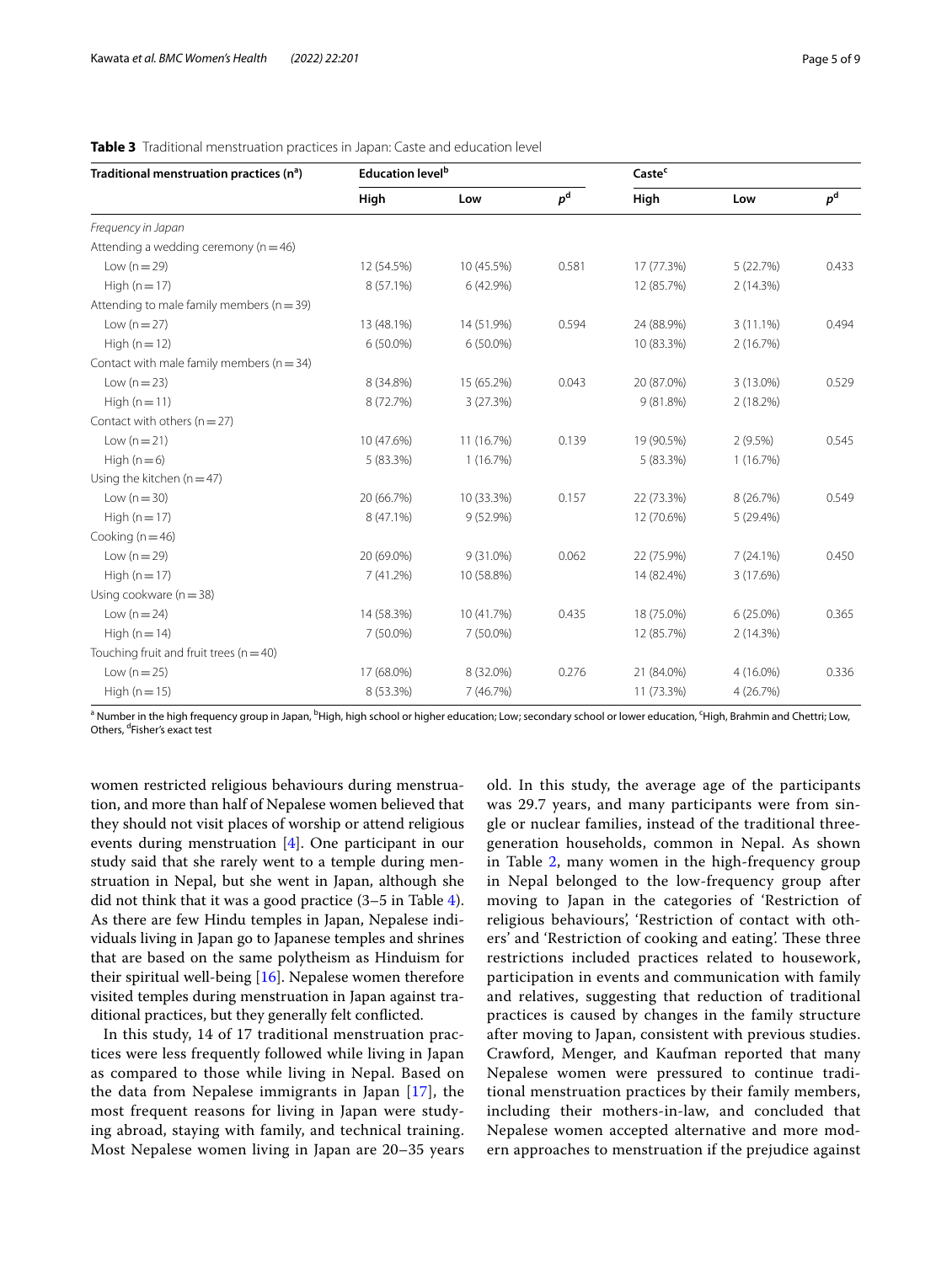**Table 3** Traditional menstruation practices in Japan: Caste and education level

| Traditional menstruation practices (n[a]) | Education level[b] | | | Caste[c] | | |
|---|---|---|---|---|---|---|
| | High | Low | $p$[d] | High | Low | $p$[d] |
| *Frequency in Japan* | | | | | | |
| Attending a wedding ceremony (n = 46) | | | | | | |
| Low (n = 29) | 12 (54.5%) | 10 (45.5%) | 0.581 | 17 (77.3%) | 5 (22.7%) | 0.433 |
| High (n = 17) | 8 (57.1%) | 6 (42.9%) | | 12 (85.7%) | 2 (14.3%) | |
| Attending to male family members (n = 39) | | | | | | |
| Low (n = 27) | 13 (48.1%) | 14 (51.9%) | 0.594 | 24 (88.9%) | 3 (11.1%) | 0.494 |
| High (n = 12) | 6 (50.0%) | 6 (50.0%) | | 10 (83.3%) | 2 (16.7%) | |
| Contact with male family members (n = 34) | | | | | | |
| Low (n = 23) | 8 (34.8%) | 15 (65.2%) | 0.043 | 20 (87.0%) | 3 (13.0%) | 0.529 |
| High (n = 11) | 8 (72.7%) | 3 (27.3%) | | 9 (81.8%) | 2 (18.2%) | |
| Contact with others (n = 27) | | | | | | |
| Low (n = 21) | 10 (47.6%) | 11 (16.7%) | 0.139 | 19 (90.5%) | 2 (9.5%) | 0.545 |
| High (n = 6) | 5 (83.3%) | 1 (16.7%) | | 5 (83.3%) | 1 (16.7%) | |
| Using the kitchen (n = 47) | | | | | | |
| Low (n = 30) | 20 (66.7%) | 10 (33.3%) | 0.157 | 22 (73.3%) | 8 (26.7%) | 0.549 |
| High (n = 17) | 8 (47.1%) | 9 (52.9%) | | 12 (70.6%) | 5 (29.4%) | |
| Cooking (n = 46) | | | | | | |
| Low (n = 29) | 20 (69.0%) | 9 (31.0%) | 0.062 | 22 (75.9%) | 7 (24.1%) | 0.450 |
| High (n = 17) | 7 (41.2%) | 10 (58.8%) | | 14 (82.4%) | 3 (17.6%) | |
| Using cookware (n = 38) | | | | | | |
| Low (n = 24) | 14 (58.3%) | 10 (41.7%) | 0.435 | 18 (75.0%) | 6 (25.0%) | 0.365 |
| High (n = 14) | 7 (50.0%) | 7 (50.0%) | | 12 (85.7%) | 2 (14.3%) | |
| Touching fruit and fruit trees (n = 40) | | | | | | |
| Low (n = 25) | 17 (68.0%) | 8 (32.0%) | 0.276 | 21 (84.0%) | 4 (16.0%) | 0.336 |
| High (n = 15) | 8 (53.3%) | 7 (46.7%) | | 11 (73.3%) | 4 (26.7%) | |

[a] Number in the high frequency group in Japan, [b]High, high school or higher education; Low; secondary school or lower education, [c]High, Brahmin and Chettri; Low, Others, [d]Fisher's exact test

women restricted religious behaviours during menstruation, and more than half of Nepalese women believed that they should not visit places of worship or attend religious events during menstruation [4]. One participant in our study said that she rarely went to a temple during menstruation in Nepal, but she went in Japan, although she did not think that it was a good practice (3–5 in Table 4). As there are few Hindu temples in Japan, Nepalese individuals living in Japan go to Japanese temples and shrines that are based on the same polytheism as Hinduism for their spiritual well-being [16]. Nepalese women therefore visited temples during menstruation in Japan against traditional practices, but they generally felt conflicted.

In this study, 14 of 17 traditional menstruation practices were less frequently followed while living in Japan as compared to those while living in Nepal. Based on the data from Nepalese immigrants in Japan [17], the most frequent reasons for living in Japan were studying abroad, staying with family, and technical training. Most Nepalese women living in Japan are 20–35 years old. In this study, the average age of the participants was 29.7 years, and many participants were from single or nuclear families, instead of the traditional three-generation households, common in Nepal. As shown in Table 2, many women in the high-frequency group in Nepal belonged to the low-frequency group after moving to Japan in the categories of 'Restriction of religious behaviours', 'Restriction of contact with others' and 'Restriction of cooking and eating'. These three restrictions included practices related to housework, participation in events and communication with family and relatives, suggesting that reduction of traditional practices is caused by changes in the family structure after moving to Japan, consistent with previous studies. Crawford, Menger, and Kaufman reported that many Nepalese women were pressured to continue traditional menstruation practices by their family members, including their mothers-in-law, and concluded that Nepalese women accepted alternative and more modern approaches to menstruation if the prejudice against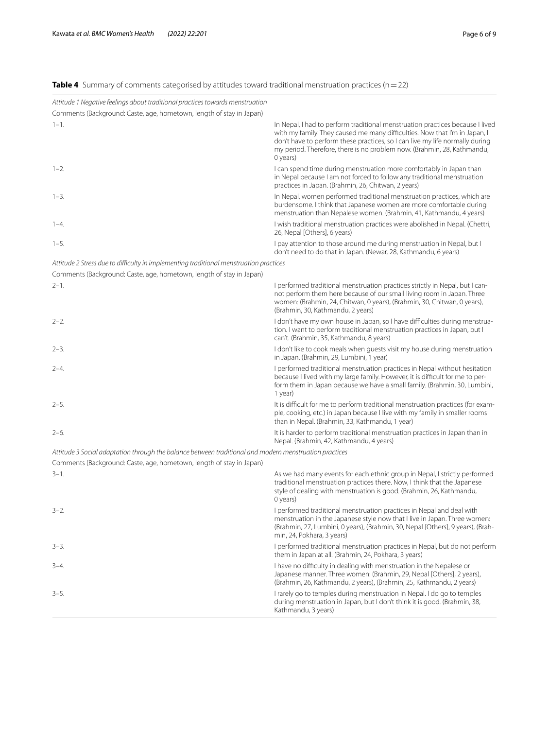**Table 4** Summary of comments categorised by attitudes toward traditional menstruation practices (n = 22)

| | |
|---|---|
| *Attitude 1 Negative feelings about traditional practices towards menstruation* | |
| Comments (Background: Caste, age, hometown, length of stay in Japan) | |
| 1–1. | In Nepal, I had to perform traditional menstruation practices because I lived with my family. They caused me many difficulties. Now that I'm in Japan, I don't have to perform these practices, so I can live my life normally during my period. Therefore, there is no problem now. (Brahmin, 28, Kathmandu, 0 years) |
| 1–2. | I can spend time during menstruation more comfortably in Japan than in Nepal because I am not forced to follow any traditional menstruation practices in Japan. (Brahmin, 26, Chitwan, 2 years) |
| 1–3. | In Nepal, women performed traditional menstruation practices, which are burdensome. I think that Japanese women are more comfortable during menstruation than Nepalese women. (Brahmin, 41, Kathmandu, 4 years) |
| 1–4. | I wish traditional menstruation practices were abolished in Nepal. (Chettri, 26, Nepal [Others], 6 years) |
| 1–5. | I pay attention to those around me during menstruation in Nepal, but I don't need to do that in Japan. (Newar, 28, Kathmandu, 6 years) |
| *Attitude 2 Stress due to difficulty in implementing traditional menstruation practices* | |
| Comments (Background: Caste, age, hometown, length of stay in Japan) | |
| 2–1. | I performed traditional menstruation practices strictly in Nepal, but I cannot perform them here because of our small living room in Japan. Three women: (Brahmin, 24, Chitwan, 0 years), (Brahmin, 30, Chitwan, 0 years), (Brahmin, 30, Kathmandu, 2 years) |
| 2–2. | I don't have my own house in Japan, so I have difficulties during menstruation. I want to perform traditional menstruation practices in Japan, but I can't. (Brahmin, 35, Kathmandu, 8 years) |
| 2–3. | I don't like to cook meals when guests visit my house during menstruation in Japan. (Brahmin, 29, Lumbini, 1 year) |
| 2–4. | I performed traditional menstruation practices in Nepal without hesitation because I lived with my large family. However, it is difficult for me to perform them in Japan because we have a small family. (Brahmin, 30, Lumbini, 1 year) |
| 2–5. | It is difficult for me to perform traditional menstruation practices (for example, cooking, etc.) in Japan because I live with my family in smaller rooms than in Nepal. (Brahmin, 33, Kathmandu, 1 year) |
| 2–6. | It is harder to perform traditional menstruation practices in Japan than in Nepal. (Brahmin, 42, Kathmandu, 4 years) |
| *Attitude 3 Social adaptation through the balance between traditional and modern menstruation practices* | |
| Comments (Background: Caste, age, hometown, length of stay in Japan) | |
| 3–1. | As we had many events for each ethnic group in Nepal, I strictly performed traditional menstruation practices there. Now, I think that the Japanese style of dealing with menstruation is good. (Brahmin, 26, Kathmandu, 0 years) |
| 3–2. | I performed traditional menstruation practices in Nepal and deal with menstruation in the Japanese style now that I live in Japan. Three women: (Brahmin, 27, Lumbini, 0 years), (Brahmin, 30, Nepal [Others], 9 years), (Brahmin, 24, Pokhara, 3 years) |
| 3–3. | I performed traditional menstruation practices in Nepal, but do not perform them in Japan at all. (Brahmin, 24, Pokhara, 3 years) |
| 3–4. | I have no difficulty in dealing with menstruation in the Nepalese or Japanese manner. Three women: (Brahmin, 29, Nepal [Others], 2 years), (Brahmin, 26, Kathmandu, 2 years), (Brahmin, 25, Kathmandu, 2 years) |
| 3–5. | I rarely go to temples during menstruation in Nepal. I do go to temples during menstruation in Japan, but I don't think it is good. (Brahmin, 38, Kathmandu, 3 years) |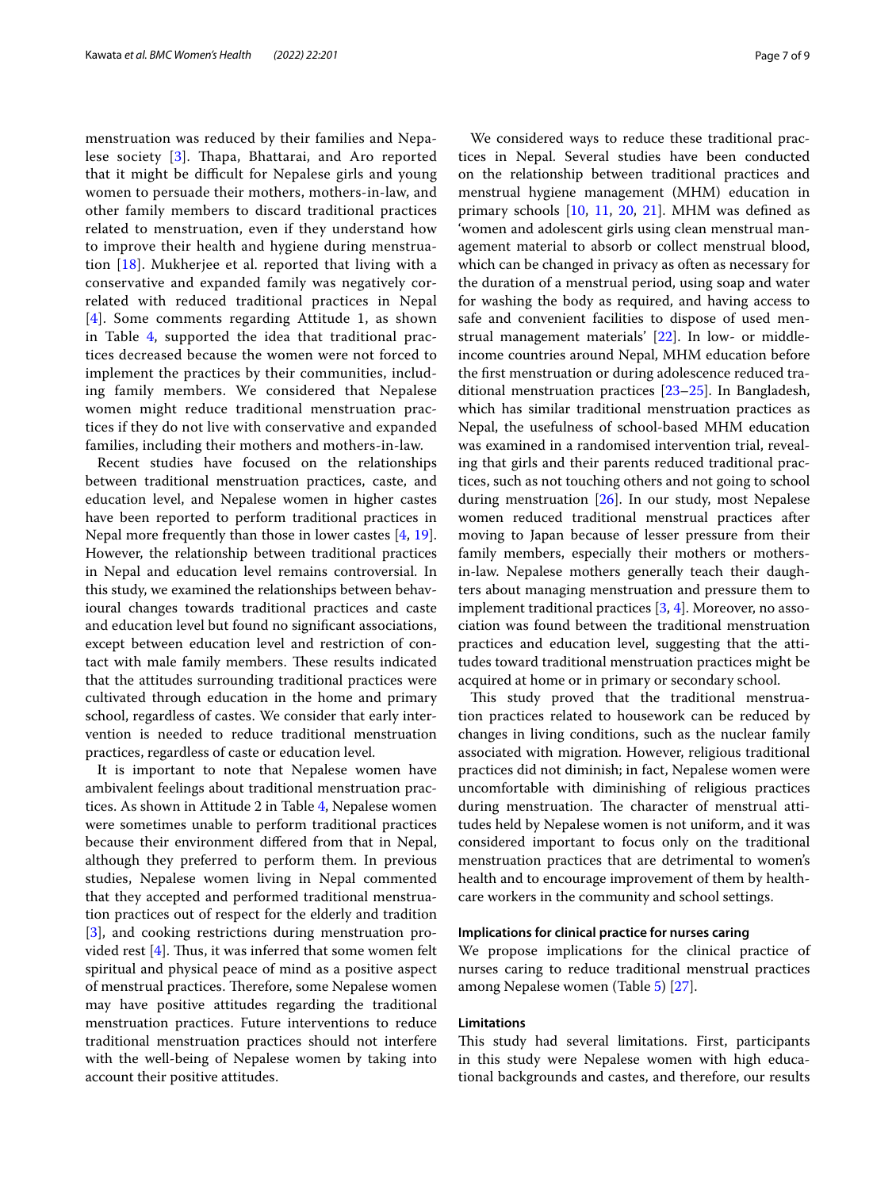menstruation was reduced by their families and Nepalese society [3]. Thapa, Bhattarai, and Aro reported that it might be difficult for Nepalese girls and young women to persuade their mothers, mothers-in-law, and other family members to discard traditional practices related to menstruation, even if they understand how to improve their health and hygiene during menstruation [18]. Mukherjee et al. reported that living with a conservative and expanded family was negatively correlated with reduced traditional practices in Nepal [4]. Some comments regarding Attitude 1, as shown in Table 4, supported the idea that traditional practices decreased because the women were not forced to implement the practices by their communities, including family members. We considered that Nepalese women might reduce traditional menstruation practices if they do not live with conservative and expanded families, including their mothers and mothers-in-law.

Recent studies have focused on the relationships between traditional menstruation practices, caste, and education level, and Nepalese women in higher castes have been reported to perform traditional practices in Nepal more frequently than those in lower castes [4, 19]. However, the relationship between traditional practices in Nepal and education level remains controversial. In this study, we examined the relationships between behavioural changes towards traditional practices and caste and education level but found no significant associations, except between education level and restriction of contact with male family members. These results indicated that the attitudes surrounding traditional practices were cultivated through education in the home and primary school, regardless of castes. We consider that early intervention is needed to reduce traditional menstruation practices, regardless of caste or education level.

It is important to note that Nepalese women have ambivalent feelings about traditional menstruation practices. As shown in Attitude 2 in Table 4, Nepalese women were sometimes unable to perform traditional practices because their environment differed from that in Nepal, although they preferred to perform them. In previous studies, Nepalese women living in Nepal commented that they accepted and performed traditional menstruation practices out of respect for the elderly and tradition [3], and cooking restrictions during menstruation provided rest [4]. Thus, it was inferred that some women felt spiritual and physical peace of mind as a positive aspect of menstrual practices. Therefore, some Nepalese women may have positive attitudes regarding the traditional menstruation practices. Future interventions to reduce traditional menstruation practices should not interfere with the well-being of Nepalese women by taking into account their positive attitudes.

We considered ways to reduce these traditional practices in Nepal. Several studies have been conducted on the relationship between traditional practices and menstrual hygiene management (MHM) education in primary schools [10, 11, 20, 21]. MHM was defined as 'women and adolescent girls using clean menstrual management material to absorb or collect menstrual blood, which can be changed in privacy as often as necessary for the duration of a menstrual period, using soap and water for washing the body as required, and having access to safe and convenient facilities to dispose of used menstrual management materials' [22]. In low- or middle-income countries around Nepal, MHM education before the first menstruation or during adolescence reduced traditional menstruation practices [23–25]. In Bangladesh, which has similar traditional menstruation practices as Nepal, the usefulness of school-based MHM education was examined in a randomised intervention trial, revealing that girls and their parents reduced traditional practices, such as not touching others and not going to school during menstruation [26]. In our study, most Nepalese women reduced traditional menstrual practices after moving to Japan because of lesser pressure from their family members, especially their mothers or mothers-in-law. Nepalese mothers generally teach their daughters about managing menstruation and pressure them to implement traditional practices [3, 4]. Moreover, no association was found between the traditional menstruation practices and education level, suggesting that the attitudes toward traditional menstruation practices might be acquired at home or in primary or secondary school.

This study proved that the traditional menstruation practices related to housework can be reduced by changes in living conditions, such as the nuclear family associated with migration. However, religious traditional practices did not diminish; in fact, Nepalese women were uncomfortable with diminishing of religious practices during menstruation. The character of menstrual attitudes held by Nepalese women is not uniform, and it was considered important to focus only on the traditional menstruation practices that are detrimental to women's health and to encourage improvement of them by healthcare workers in the community and school settings.

### Implications for clinical practice for nurses caring

We propose implications for the clinical practice of nurses caring to reduce traditional menstrual practices among Nepalese women (Table 5) [27].

### Limitations

This study had several limitations. First, participants in this study were Nepalese women with high educational backgrounds and castes, and therefore, our results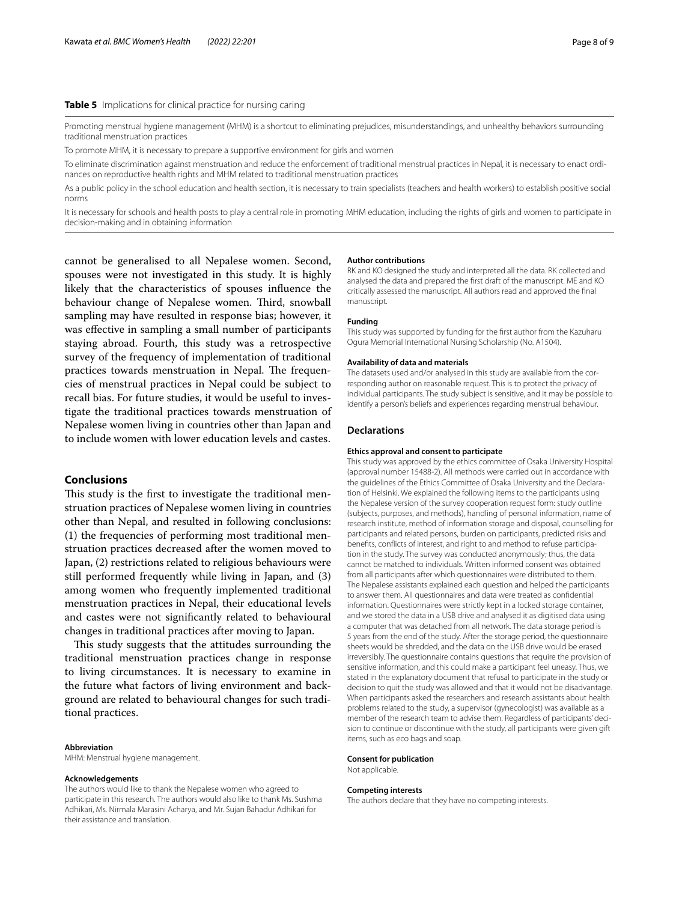**Table 5** Implications for clinical practice for nursing caring

| |
|---|
| Promoting menstrual hygiene management (MHM) is a shortcut to eliminating prejudices, misunderstandings, and unhealthy behaviors surrounding traditional menstruation practices |
| To promote MHM, it is necessary to prepare a supportive environment for girls and women |
| To eliminate discrimination against menstruation and reduce the enforcement of traditional menstrual practices in Nepal, it is necessary to enact ordinances on reproductive health rights and MHM related to traditional menstruation practices |
| As a public policy in the school education and health section, it is necessary to train specialists (teachers and health workers) to establish positive social norms |
| It is necessary for schools and health posts to play a central role in promoting MHM education, including the rights of girls and women to participate in decision-making and in obtaining information |

cannot be generalised to all Nepalese women. Second, spouses were not investigated in this study. It is highly likely that the characteristics of spouses influence the behaviour change of Nepalese women. Third, snowball sampling may have resulted in response bias; however, it was effective in sampling a small number of participants staying abroad. Fourth, this study was a retrospective survey of the frequency of implementation of traditional practices towards menstruation in Nepal. The frequencies of menstrual practices in Nepal could be subject to recall bias. For future studies, it would be useful to investigate the traditional practices towards menstruation of Nepalese women living in countries other than Japan and to include women with lower education levels and castes.

## Conclusions

This study is the first to investigate the traditional menstruation practices of Nepalese women living in countries other than Nepal, and resulted in following conclusions: (1) the frequencies of performing most traditional menstruation practices decreased after the women moved to Japan, (2) restrictions related to religious behaviours were still performed frequently while living in Japan, and (3) among women who frequently implemented traditional menstruation practices in Nepal, their educational levels and castes were not significantly related to behavioural changes in traditional practices after moving to Japan.

This study suggests that the attitudes surrounding the traditional menstruation practices change in response to living circumstances. It is necessary to examine in the future what factors of living environment and background are related to behavioural changes for such traditional practices.

#### Abbreviation

MHM: Menstrual hygiene management.

#### Acknowledgements

The authors would like to thank the Nepalese women who agreed to participate in this research. The authors would also like to thank Ms. Sushma Adhikari, Ms. Nirmala Marasini Acharya, and Mr. Sujan Bahadur Adhikari for their assistance and translation.

#### Author contributions

RK and KO designed the study and interpreted all the data. RK collected and analysed the data and prepared the first draft of the manuscript. ME and KO critically assessed the manuscript. All authors read and approved the final manuscript.

#### Funding

This study was supported by funding for the first author from the Kazuharu Ogura Memorial International Nursing Scholarship (No. A1504).

#### Availability of data and materials

The datasets used and/or analysed in this study are available from the corresponding author on reasonable request. This is to protect the privacy of individual participants. The study subject is sensitive, and it may be possible to identify a person's beliefs and experiences regarding menstrual behaviour.

## Declarations

#### Ethics approval and consent to participate

This study was approved by the ethics committee of Osaka University Hospital (approval number 15488-2). All methods were carried out in accordance with the guidelines of the Ethics Committee of Osaka University and the Declaration of Helsinki. We explained the following items to the participants using the Nepalese version of the survey cooperation request form: study outline (subjects, purposes, and methods), handling of personal information, name of research institute, method of information storage and disposal, counselling for participants and related persons, burden on participants, predicted risks and benefits, conflicts of interest, and right to and method to refuse participation in the study. The survey was conducted anonymously; thus, the data cannot be matched to individuals. Written informed consent was obtained from all participants after which questionnaires were distributed to them. The Nepalese assistants explained each question and helped the participants to answer them. All questionnaires and data were treated as confidential information. Questionnaires were strictly kept in a locked storage container, and we stored the data in a USB drive and analysed it as digitised data using a computer that was detached from all network. The data storage period is 5 years from the end of the study. After the storage period, the questionnaire sheets would be shredded, and the data on the USB drive would be erased irreversibly. The questionnaire contains questions that require the provision of sensitive information, and this could make a participant feel uneasy. Thus, we stated in the explanatory document that refusal to participate in the study or decision to quit the study was allowed and that it would not be disadvantage. When participants asked the researchers and research assistants about health problems related to the study, a supervisor (gynecologist) was available as a member of the research team to advise them. Regardless of participants' decision to continue or discontinue with the study, all participants were given gift items, such as eco bags and soap.

#### Consent for publication

Not applicable.

#### Competing interests

The authors declare that they have no competing interests.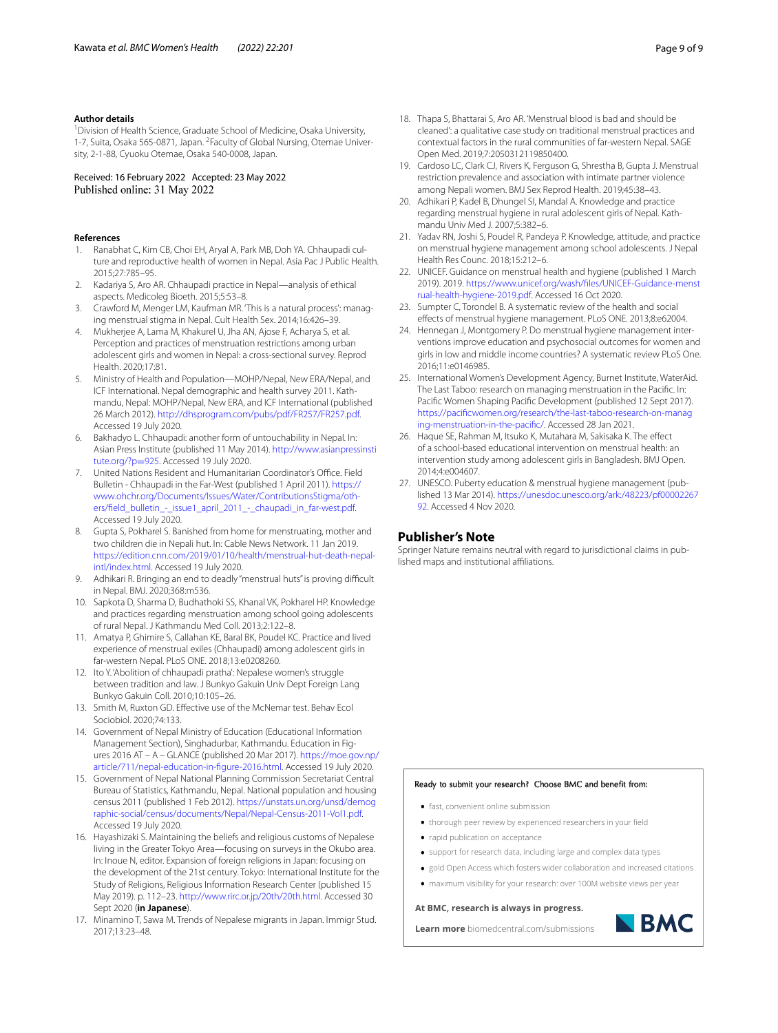## Author details

[1]Division of Health Science, Graduate School of Medicine, Osaka University, 1-7, Suita, Osaka 565-0871, Japan. [2]Faculty of Global Nursing, Otemae University, 2-1-88, Cyuoku Otemae, Osaka 540-0008, Japan.

Received: 16 February 2022 Accepted: 23 May 2022
Published online: 31 May 2022

## References

1. Ranabhat C, Kim CB, Choi EH, Aryal A, Park MB, Doh YA. Chhaupadi culture and reproductive health of women in Nepal. Asia Pac J Public Health. 2015;27:785–95.
2. Kadariya S, Aro AR. Chhaupadi practice in Nepal—analysis of ethical aspects. Medicoleg Bioeth. 2015;5:53–8.
3. Crawford M, Menger LM, Kaufman MR. 'This is a natural process': managing menstrual stigma in Nepal. Cult Health Sex. 2014;16:426–39.
4. Mukherjee A, Lama M, Khakurel U, Jha AN, Ajose F, Acharya S, et al. Perception and practices of menstruation restrictions among urban adolescent girls and women in Nepal: a cross-sectional survey. Reprod Health. 2020;17:81.
5. Ministry of Health and Population—MOHP/Nepal, New ERA/Nepal, and ICF International. Nepal demographic and health survey 2011. Kathmandu, Nepal: MOHP/Nepal, New ERA, and ICF International (published 26 March 2012). http://dhsprogram.com/pubs/pdf/FR257/FR257.pdf. Accessed 19 July 2020.
6. Bakhadyo L. Chhaupadi: another form of untouchability in Nepal. In: Asian Press Institute (published 11 May 2014). http://www.asianpressinstitute.org/?p=925. Accessed 19 July 2020.
7. United Nations Resident and Humanitarian Coordinator's Office. Field Bulletin - Chhaupadi in the Far-West (published 1 April 2011). https://www.ohchr.org/Documents/Issues/Water/ContributionsStigma/others/field_bulletin_-_issue1_april_2011_-_chaupadi_in_far-west.pdf. Accessed 19 July 2020.
8. Gupta S, Pokharel S. Banished from home for menstruating, mother and two children die in Nepali hut. In: Cable News Network. 11 Jan 2019. https://edition.cnn.com/2019/01/10/health/menstrual-hut-death-nepal-intl/index.html. Accessed 19 July 2020.
9. Adhikari R. Bringing an end to deadly "menstrual huts" is proving difficult in Nepal. BMJ. 2020;368:m536.
10. Sapkota D, Sharma D, Budhathoki SS, Khanal VK, Pokharel HP. Knowledge and practices regarding menstruation among school going adolescents of rural Nepal. J Kathmandu Med Coll. 2013;2:122–8.
11. Amatya P, Ghimire S, Callahan KE, Baral BK, Poudel KC. Practice and lived experience of menstrual exiles (Chhaupadi) among adolescent girls in far-western Nepal. PLoS ONE. 2018;13:e0208260.
12. Ito Y. 'Abolition of chhaupadi pratha': Nepalese women's struggle between tradition and law. J Bunkyo Gakuin Univ Dept Foreign Lang Bunkyo Gakuin Coll. 2010;10:105–26.
13. Smith M, Ruxton GD. Effective use of the McNemar test. Behav Ecol Sociobiol. 2020;74:133.
14. Government of Nepal Ministry of Education (Educational Information Management Section), Singhadurbar, Kathmandu. Education in Figures 2016 AT – A – GLANCE (published 20 Mar 2017). https://moe.gov.np/article/711/nepal-education-in-figure-2016.html. Accessed 19 July 2020.
15. Government of Nepal National Planning Commission Secretariat Central Bureau of Statistics, Kathmandu, Nepal. National population and housing census 2011 (published 1 Feb 2012). https://unstats.un.org/unsd/demographic-social/census/documents/Nepal/Nepal-Census-2011-Vol1.pdf. Accessed 19 July 2020.
16. Hayashizaki S. Maintaining the beliefs and religious customs of Nepalese living in the Greater Tokyo Area—focusing on surveys in the Okubo area. In: Inoue N, editor. Expansion of foreign religions in Japan: focusing on the development of the 21st century. Tokyo: International Institute for the Study of Religions, Religious Information Research Center (published 15 May 2019). p. 112–23. http://www.rirc.or.jp/20th/20th.html. Accessed 30 Sept 2020 (**in Japanese**).
17. Minamino T, Sawa M. Trends of Nepalese migrants in Japan. Immigr Stud. 2017;13:23–48.
18. Thapa S, Bhattarai S, Aro AR. 'Menstrual blood is bad and should be cleaned': a qualitative case study on traditional menstrual practices and contextual factors in the rural communities of far-western Nepal. SAGE Open Med. 2019;7:2050312119850400.
19. Cardoso LC, Clark CJ, Rivers K, Ferguson G, Shrestha B, Gupta J. Menstrual restriction prevalence and association with intimate partner violence among Nepali women. BMJ Sex Reprod Health. 2019;45:38–43.
20. Adhikari P, Kadel B, Dhungel SI, Mandal A. Knowledge and practice regarding menstrual hygiene in rural adolescent girls of Nepal. Kathmandu Univ Med J. 2007;5:382–6.
21. Yadav RN, Joshi S, Poudel R, Pandeya P. Knowledge, attitude, and practice on menstrual hygiene management among school adolescents. J Nepal Health Res Counc. 2018;15:212–6.
22. UNICEF. Guidance on menstrual health and hygiene (published 1 March 2019). 2019. https://www.unicef.org/wash/files/UNICEF-Guidance-menstrual-health-hygiene-2019.pdf. Accessed 16 Oct 2020.
23. Sumpter C, Torondel B. A systematic review of the health and social effects of menstrual hygiene management. PLoS ONE. 2013;8:e62004.
24. Hennegan J, Montgomery P. Do menstrual hygiene management interventions improve education and psychosocial outcomes for women and girls in low and middle income countries? A systematic review PLoS One. 2016;11:e0146985.
25. International Women's Development Agency, Burnet Institute, WaterAid. The Last Taboo: research on managing menstruation in the Pacific. In: Pacific Women Shaping Pacific Development (published 12 Sept 2017). https://pacificwomen.org/research/the-last-taboo-research-on-managing-menstruation-in-the-pacific/. Accessed 28 Jan 2021.
26. Haque SE, Rahman M, Itsuko K, Mutahara M, Sakisaka K. The effect of a school-based educational intervention on menstrual health: an intervention study among adolescent girls in Bangladesh. BMJ Open. 2014;4:e004607.
27. UNESCO. Puberty education & menstrual hygiene management (published 13 Mar 2014). https://unesdoc.unesco.org/ark:/48223/pf0000226792. Accessed 4 Nov 2020.

## Publisher's Note

Springer Nature remains neutral with regard to jurisdictional claims in published maps and institutional affiliations.

Ready to submit your research? Choose BMC and benefit from:

- fast, convenient online submission
- thorough peer review by experienced researchers in your field
- rapid publication on acceptance
- support for research data, including large and complex data types
- gold Open Access which fosters wider collaboration and increased citations
- maximum visibility for your research: over 100M website views per year

**At BMC, research is always in progress.**

**Learn more** biomedcentral.com/submissions

BMC